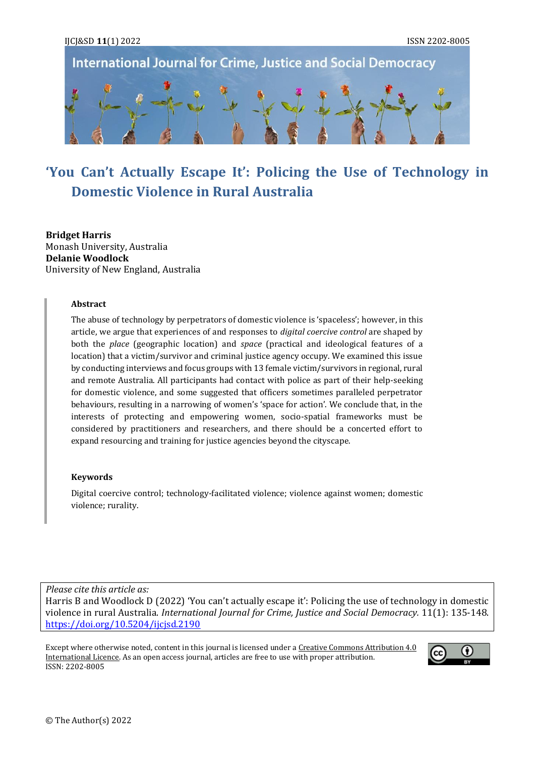# 'You Can't Actually Escape It': Policing the Use of Technology in Domestic Violence in Rural Australia

**Bridget Harris**
Monash University, Australia
**Delanie Woodlock**
University of New England, Australia

### Abstract

The abuse of technology by perpetrators of domestic violence is 'spaceless'; however, in this article, we argue that experiences of and responses to *digital coercive control* are shaped by both the *place* (geographic location) and *space* (practical and ideological features of a location) that a victim/survivor and criminal justice agency occupy. We examined this issue by conducting interviews and focus groups with 13 female victim/survivors in regional, rural and remote Australia. All participants had contact with police as part of their help-seeking for domestic violence, and some suggested that officers sometimes paralleled perpetrator behaviours, resulting in a narrowing of women's 'space for action'. We conclude that, in the interests of protecting and empowering women, socio-spatial frameworks must be considered by practitioners and researchers, and there should be a concerted effort to expand resourcing and training for justice agencies beyond the cityscape.

### Keywords

Digital coercive control; technology-facilitated violence; violence against women; domestic violence; rurality.

*Please cite this article as:*
Harris B and Woodlock D (2022) 'You can't actually escape it': Policing the use of technology in domestic violence in rural Australia. *International Journal for Crime, Justice and Social Democracy.* 11(1): 135-148. https://doi.org/10.5204/ijcjsd.2190

Except where otherwise noted, content in this journal is licensed under a Creative Commons Attribution 4.0 International Licence. As an open access journal, articles are free to use with proper attribution.
ISSN: 2202-8005

© The Author(s) 2022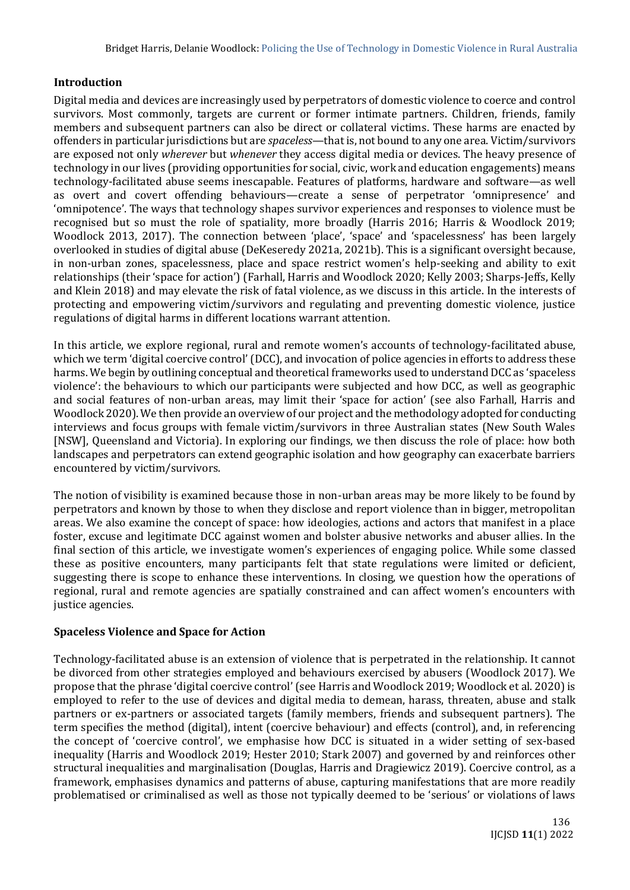## Introduction

Digital media and devices are increasingly used by perpetrators of domestic violence to coerce and control survivors. Most commonly, targets are current or former intimate partners. Children, friends, family members and subsequent partners can also be direct or collateral victims. These harms are enacted by offenders in particular jurisdictions but are *spaceless*—that is, not bound to any one area. Victim/survivors are exposed not only *wherever* but *whenever* they access digital media or devices. The heavy presence of technology in our lives (providing opportunities for social, civic, work and education engagements) means technology-facilitated abuse seems inescapable. Features of platforms, hardware and software—as well as overt and covert offending behaviours—create a sense of perpetrator 'omnipresence' and 'omnipotence'. The ways that technology shapes survivor experiences and responses to violence must be recognised but so must the role of spatiality, more broadly (Harris 2016; Harris & Woodlock 2019; Woodlock 2013, 2017). The connection between 'place', 'space' and 'spacelessness' has been largely overlooked in studies of digital abuse (DeKeseredy 2021a, 2021b). This is a significant oversight because, in non-urban zones, spacelessness, place and space restrict women's help-seeking and ability to exit relationships (their 'space for action') (Farhall, Harris and Woodlock 2020; Kelly 2003; Sharps-Jeffs, Kelly and Klein 2018) and may elevate the risk of fatal violence, as we discuss in this article. In the interests of protecting and empowering victim/survivors and regulating and preventing domestic violence, justice regulations of digital harms in different locations warrant attention.

In this article, we explore regional, rural and remote women's accounts of technology-facilitated abuse, which we term 'digital coercive control' (DCC), and invocation of police agencies in efforts to address these harms. We begin by outlining conceptual and theoretical frameworks used to understand DCC as 'spaceless violence': the behaviours to which our participants were subjected and how DCC, as well as geographic and social features of non-urban areas, may limit their 'space for action' (see also Farhall, Harris and Woodlock 2020). We then provide an overview of our project and the methodology adopted for conducting interviews and focus groups with female victim/survivors in three Australian states (New South Wales [NSW], Queensland and Victoria). In exploring our findings, we then discuss the role of place: how both landscapes and perpetrators can extend geographic isolation and how geography can exacerbate barriers encountered by victim/survivors.

The notion of visibility is examined because those in non-urban areas may be more likely to be found by perpetrators and known by those to when they disclose and report violence than in bigger, metropolitan areas. We also examine the concept of space: how ideologies, actions and actors that manifest in a place foster, excuse and legitimate DCC against women and bolster abusive networks and abuser allies. In the final section of this article, we investigate women's experiences of engaging police. While some classed these as positive encounters, many participants felt that state regulations were limited or deficient, suggesting there is scope to enhance these interventions. In closing, we question how the operations of regional, rural and remote agencies are spatially constrained and can affect women's encounters with justice agencies.

## Spaceless Violence and Space for Action

Technology-facilitated abuse is an extension of violence that is perpetrated in the relationship. It cannot be divorced from other strategies employed and behaviours exercised by abusers (Woodlock 2017). We propose that the phrase 'digital coercive control' (see Harris and Woodlock 2019; Woodlock et al. 2020) is employed to refer to the use of devices and digital media to demean, harass, threaten, abuse and stalk partners or ex-partners or associated targets (family members, friends and subsequent partners). The term specifies the method (digital), intent (coercive behaviour) and effects (control), and, in referencing the concept of 'coercive control', we emphasise how DCC is situated in a wider setting of sex-based inequality (Harris and Woodlock 2019; Hester 2010; Stark 2007) and governed by and reinforces other structural inequalities and marginalisation (Douglas, Harris and Dragiewicz 2019). Coercive control, as a framework, emphasises dynamics and patterns of abuse, capturing manifestations that are more readily problematised or criminalised as well as those not typically deemed to be 'serious' or violations of laws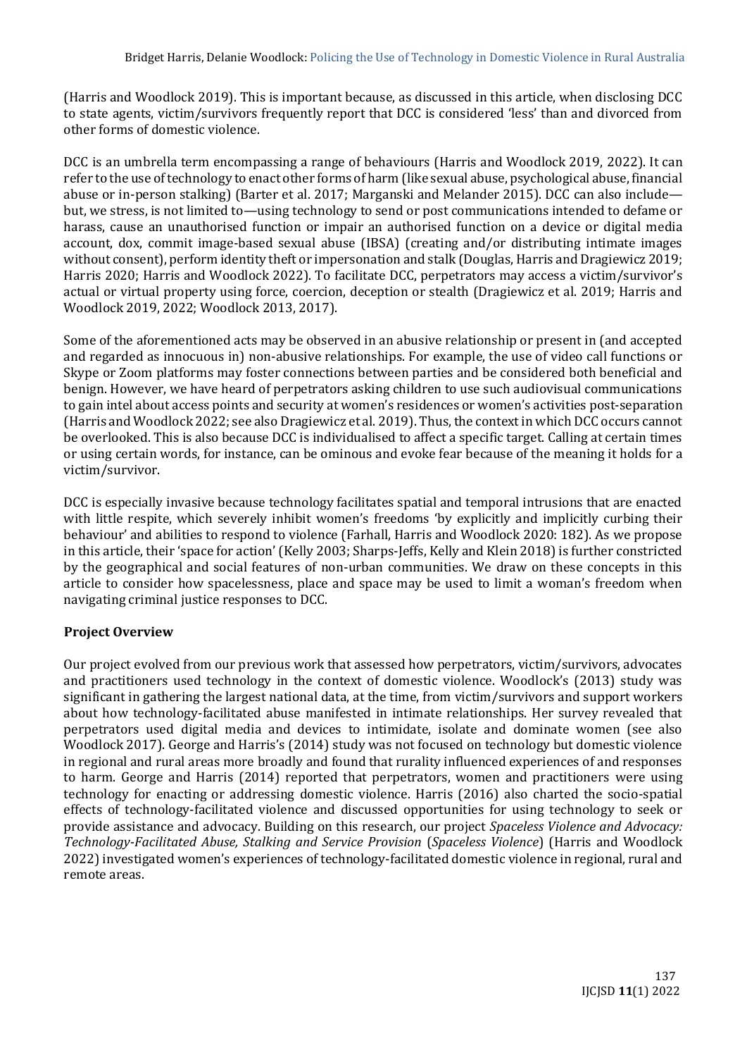(Harris and Woodlock 2019). This is important because, as discussed in this article, when disclosing DCC to state agents, victim/survivors frequently report that DCC is considered 'less' than and divorced from other forms of domestic violence.

DCC is an umbrella term encompassing a range of behaviours (Harris and Woodlock 2019, 2022). It can refer to the use of technology to enact other forms of harm (like sexual abuse, psychological abuse, financial abuse or in-person stalking) (Barter et al. 2017; Marganski and Melander 2015). DCC can also include—but, we stress, is not limited to—using technology to send or post communications intended to defame or harass, cause an unauthorised function or impair an authorised function on a device or digital media account, dox, commit image-based sexual abuse (IBSA) (creating and/or distributing intimate images without consent), perform identity theft or impersonation and stalk (Douglas, Harris and Dragiewicz 2019; Harris 2020; Harris and Woodlock 2022). To facilitate DCC, perpetrators may access a victim/survivor's actual or virtual property using force, coercion, deception or stealth (Dragiewicz et al. 2019; Harris and Woodlock 2019, 2022; Woodlock 2013, 2017).

Some of the aforementioned acts may be observed in an abusive relationship or present in (and accepted and regarded as innocuous in) non-abusive relationships. For example, the use of video call functions or Skype or Zoom platforms may foster connections between parties and be considered both beneficial and benign. However, we have heard of perpetrators asking children to use such audiovisual communications to gain intel about access points and security at women's residences or women's activities post-separation (Harris and Woodlock 2022; see also Dragiewicz et al. 2019). Thus, the context in which DCC occurs cannot be overlooked. This is also because DCC is individualised to affect a specific target. Calling at certain times or using certain words, for instance, can be ominous and evoke fear because of the meaning it holds for a victim/survivor.

DCC is especially invasive because technology facilitates spatial and temporal intrusions that are enacted with little respite, which severely inhibit women's freedoms 'by explicitly and implicitly curbing their behaviour' and abilities to respond to violence (Farhall, Harris and Woodlock 2020: 182). As we propose in this article, their 'space for action' (Kelly 2003; Sharps-Jeffs, Kelly and Klein 2018) is further constricted by the geographical and social features of non-urban communities. We draw on these concepts in this article to consider how spacelessness, place and space may be used to limit a woman's freedom when navigating criminal justice responses to DCC.

## Project Overview

Our project evolved from our previous work that assessed how perpetrators, victim/survivors, advocates and practitioners used technology in the context of domestic violence. Woodlock's (2013) study was significant in gathering the largest national data, at the time, from victim/survivors and support workers about how technology-facilitated abuse manifested in intimate relationships. Her survey revealed that perpetrators used digital media and devices to intimidate, isolate and dominate women (see also Woodlock 2017). George and Harris's (2014) study was not focused on technology but domestic violence in regional and rural areas more broadly and found that rurality influenced experiences of and responses to harm. George and Harris (2014) reported that perpetrators, women and practitioners were using technology for enacting or addressing domestic violence. Harris (2016) also charted the socio-spatial effects of technology-facilitated violence and discussed opportunities for using technology to seek or provide assistance and advocacy. Building on this research, our project *Spaceless Violence and Advocacy: Technology-Facilitated Abuse, Stalking and Service Provision* (*Spaceless Violence*) (Harris and Woodlock 2022) investigated women's experiences of technology-facilitated domestic violence in regional, rural and remote areas.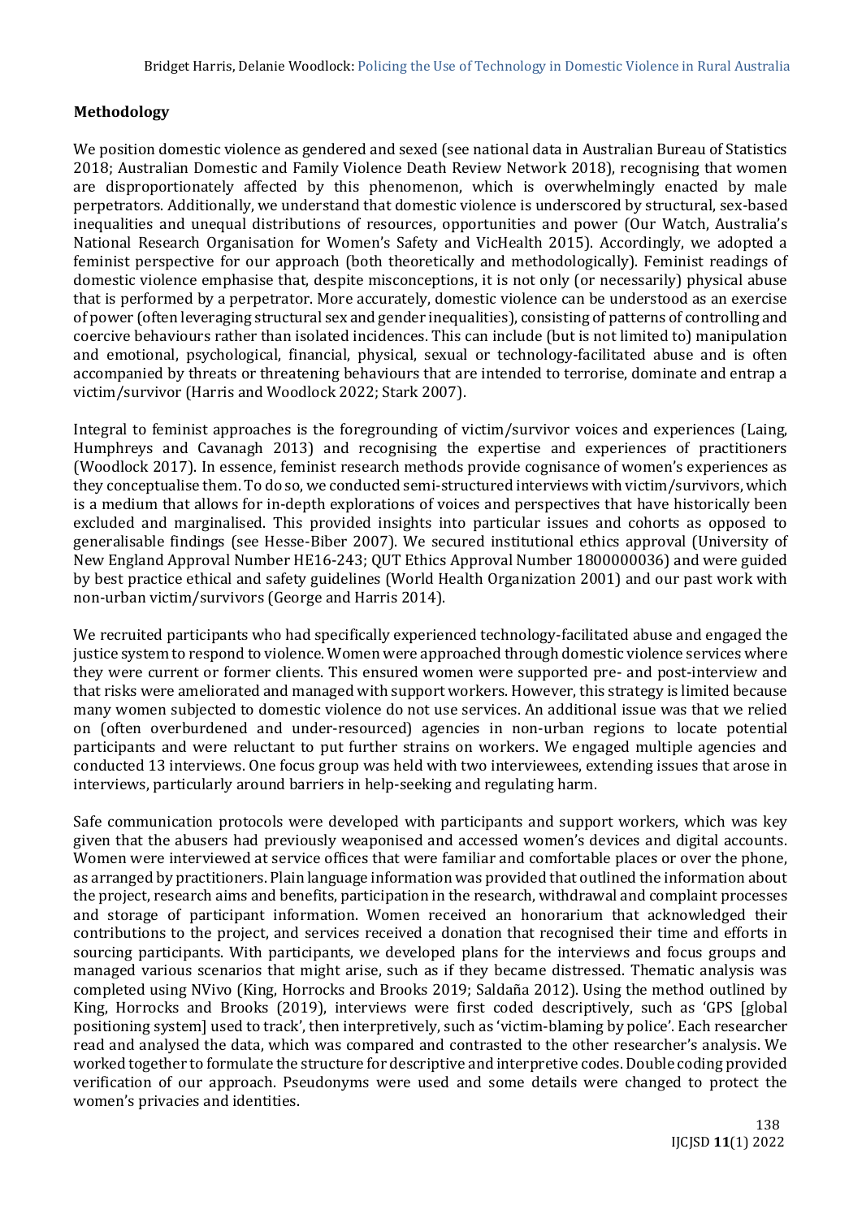## Methodology

We position domestic violence as gendered and sexed (see national data in Australian Bureau of Statistics 2018; Australian Domestic and Family Violence Death Review Network 2018), recognising that women are disproportionately affected by this phenomenon, which is overwhelmingly enacted by male perpetrators. Additionally, we understand that domestic violence is underscored by structural, sex-based inequalities and unequal distributions of resources, opportunities and power (Our Watch, Australia's National Research Organisation for Women's Safety and VicHealth 2015). Accordingly, we adopted a feminist perspective for our approach (both theoretically and methodologically). Feminist readings of domestic violence emphasise that, despite misconceptions, it is not only (or necessarily) physical abuse that is performed by a perpetrator. More accurately, domestic violence can be understood as an exercise of power (often leveraging structural sex and gender inequalities), consisting of patterns of controlling and coercive behaviours rather than isolated incidences. This can include (but is not limited to) manipulation and emotional, psychological, financial, physical, sexual or technology-facilitated abuse and is often accompanied by threats or threatening behaviours that are intended to terrorise, dominate and entrap a victim/survivor (Harris and Woodlock 2022; Stark 2007).

Integral to feminist approaches is the foregrounding of victim/survivor voices and experiences (Laing, Humphreys and Cavanagh 2013) and recognising the expertise and experiences of practitioners (Woodlock 2017). In essence, feminist research methods provide cognisance of women's experiences as they conceptualise them. To do so, we conducted semi-structured interviews with victim/survivors, which is a medium that allows for in-depth explorations of voices and perspectives that have historically been excluded and marginalised. This provided insights into particular issues and cohorts as opposed to generalisable findings (see Hesse-Biber 2007). We secured institutional ethics approval (University of New England Approval Number HE16-243; QUT Ethics Approval Number 1800000036) and were guided by best practice ethical and safety guidelines (World Health Organization 2001) and our past work with non-urban victim/survivors (George and Harris 2014).

We recruited participants who had specifically experienced technology-facilitated abuse and engaged the justice system to respond to violence. Women were approached through domestic violence services where they were current or former clients. This ensured women were supported pre- and post-interview and that risks were ameliorated and managed with support workers. However, this strategy is limited because many women subjected to domestic violence do not use services. An additional issue was that we relied on (often overburdened and under-resourced) agencies in non-urban regions to locate potential participants and were reluctant to put further strains on workers. We engaged multiple agencies and conducted 13 interviews. One focus group was held with two interviewees, extending issues that arose in interviews, particularly around barriers in help-seeking and regulating harm.

Safe communication protocols were developed with participants and support workers, which was key given that the abusers had previously weaponised and accessed women's devices and digital accounts. Women were interviewed at service offices that were familiar and comfortable places or over the phone, as arranged by practitioners. Plain language information was provided that outlined the information about the project, research aims and benefits, participation in the research, withdrawal and complaint processes and storage of participant information. Women received an honorarium that acknowledged their contributions to the project, and services received a donation that recognised their time and efforts in sourcing participants. With participants, we developed plans for the interviews and focus groups and managed various scenarios that might arise, such as if they became distressed. Thematic analysis was completed using NVivo (King, Horrocks and Brooks 2019; Saldaña 2012). Using the method outlined by King, Horrocks and Brooks (2019), interviews were first coded descriptively, such as 'GPS [global positioning system] used to track', then interpretively, such as 'victim-blaming by police'. Each researcher read and analysed the data, which was compared and contrasted to the other researcher's analysis. We worked together to formulate the structure for descriptive and interpretive codes. Double coding provided verification of our approach. Pseudonyms were used and some details were changed to protect the women's privacies and identities.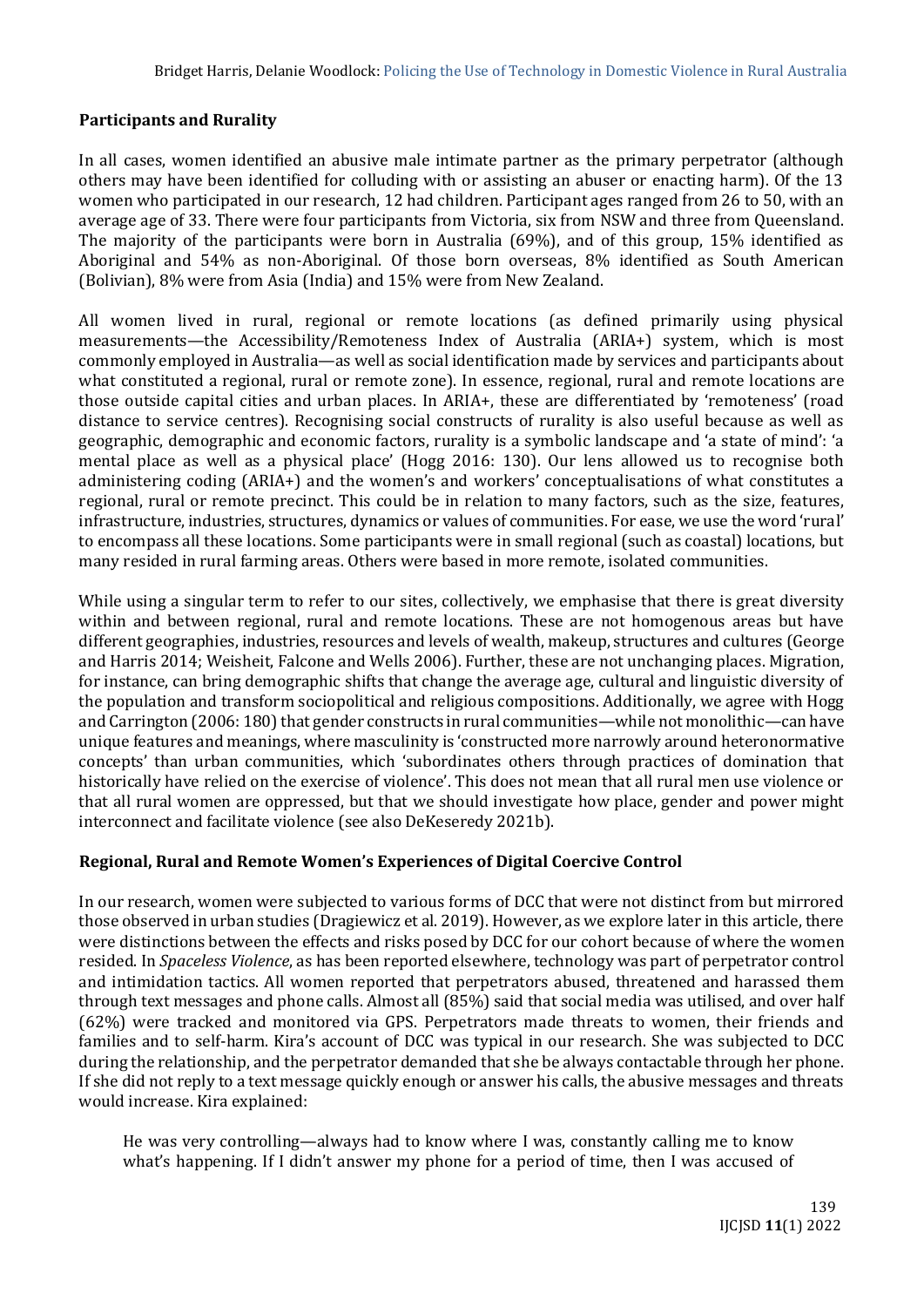### Participants and Rurality

In all cases, women identified an abusive male intimate partner as the primary perpetrator (although others may have been identified for colluding with or assisting an abuser or enacting harm). Of the 13 women who participated in our research, 12 had children. Participant ages ranged from 26 to 50, with an average age of 33. There were four participants from Victoria, six from NSW and three from Queensland. The majority of the participants were born in Australia (69%), and of this group, 15% identified as Aboriginal and 54% as non-Aboriginal. Of those born overseas, 8% identified as South American (Bolivian), 8% were from Asia (India) and 15% were from New Zealand.

All women lived in rural, regional or remote locations (as defined primarily using physical measurements—the Accessibility/Remoteness Index of Australia (ARIA+) system, which is most commonly employed in Australia—as well as social identification made by services and participants about what constituted a regional, rural or remote zone). In essence, regional, rural and remote locations are those outside capital cities and urban places. In ARIA+, these are differentiated by 'remoteness' (road distance to service centres). Recognising social constructs of rurality is also useful because as well as geographic, demographic and economic factors, rurality is a symbolic landscape and 'a state of mind': 'a mental place as well as a physical place' (Hogg 2016: 130). Our lens allowed us to recognise both administering coding (ARIA+) and the women's and workers' conceptualisations of what constitutes a regional, rural or remote precinct. This could be in relation to many factors, such as the size, features, infrastructure, industries, structures, dynamics or values of communities. For ease, we use the word 'rural' to encompass all these locations. Some participants were in small regional (such as coastal) locations, but many resided in rural farming areas. Others were based in more remote, isolated communities.

While using a singular term to refer to our sites, collectively, we emphasise that there is great diversity within and between regional, rural and remote locations. These are not homogenous areas but have different geographies, industries, resources and levels of wealth, makeup, structures and cultures (George and Harris 2014; Weisheit, Falcone and Wells 2006). Further, these are not unchanging places. Migration, for instance, can bring demographic shifts that change the average age, cultural and linguistic diversity of the population and transform sociopolitical and religious compositions. Additionally, we agree with Hogg and Carrington (2006: 180) that gender constructs in rural communities—while not monolithic—can have unique features and meanings, where masculinity is 'constructed more narrowly around heteronormative concepts' than urban communities, which 'subordinates others through practices of domination that historically have relied on the exercise of violence'. This does not mean that all rural men use violence or that all rural women are oppressed, but that we should investigate how place, gender and power might interconnect and facilitate violence (see also DeKeseredy 2021b).

### Regional, Rural and Remote Women's Experiences of Digital Coercive Control

In our research, women were subjected to various forms of DCC that were not distinct from but mirrored those observed in urban studies (Dragiewicz et al. 2019). However, as we explore later in this article, there were distinctions between the effects and risks posed by DCC for our cohort because of where the women resided. In *Spaceless Violence*, as has been reported elsewhere, technology was part of perpetrator control and intimidation tactics. All women reported that perpetrators abused, threatened and harassed them through text messages and phone calls. Almost all (85%) said that social media was utilised, and over half (62%) were tracked and monitored via GPS. Perpetrators made threats to women, their friends and families and to self-harm. Kira's account of DCC was typical in our research. She was subjected to DCC during the relationship, and the perpetrator demanded that she be always contactable through her phone. If she did not reply to a text message quickly enough or answer his calls, the abusive messages and threats would increase. Kira explained:

> He was very controlling—always had to know where I was, constantly calling me to know what's happening. If I didn't answer my phone for a period of time, then I was accused of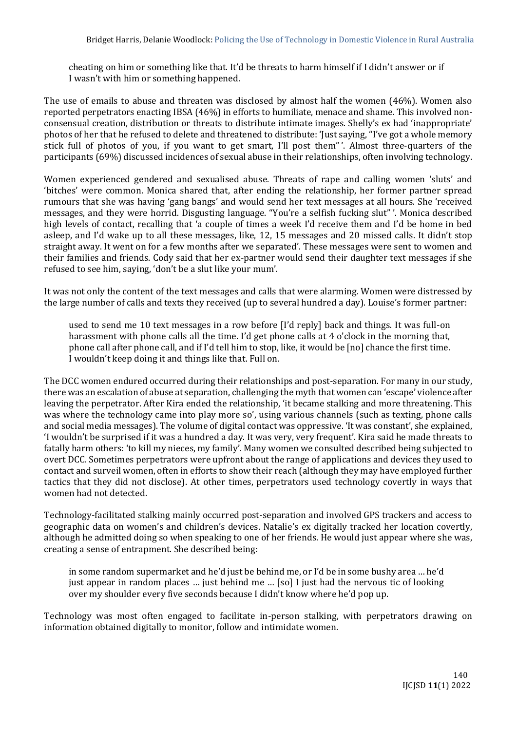> cheating on him or something like that. It'd be threats to harm himself if I didn't answer or if I wasn't with him or something happened.

The use of emails to abuse and threaten was disclosed by almost half the women (46%). Women also reported perpetrators enacting IBSA (46%) in efforts to humiliate, menace and shame. This involved non-consensual creation, distribution or threats to distribute intimate images. Shelly's ex had 'inappropriate' photos of her that he refused to delete and threatened to distribute: 'Just saying, "I've got a whole memory stick full of photos of you, if you want to get smart, I'll post them"'. Almost three-quarters of the participants (69%) discussed incidences of sexual abuse in their relationships, often involving technology.

Women experienced gendered and sexualised abuse. Threats of rape and calling women 'sluts' and 'bitches' were common. Monica shared that, after ending the relationship, her former partner spread rumours that she was having 'gang bangs' and would send her text messages at all hours. She 'received messages, and they were horrid. Disgusting language. "You're a selfish fucking slut"'. Monica described high levels of contact, recalling that 'a couple of times a week I'd receive them and I'd be home in bed asleep, and I'd wake up to all these messages, like, 12, 15 messages and 20 missed calls. It didn't stop straight away. It went on for a few months after we separated'. These messages were sent to women and their families and friends. Cody said that her ex-partner would send their daughter text messages if she refused to see him, saying, 'don't be a slut like your mum'.

It was not only the content of the text messages and calls that were alarming. Women were distressed by the large number of calls and texts they received (up to several hundred a day). Louise's former partner:

> used to send me 10 text messages in a row before [I'd reply] back and things. It was full-on harassment with phone calls all the time. I'd get phone calls at 4 o'clock in the morning that, phone call after phone call, and if I'd tell him to stop, like, it would be [no] chance the first time. I wouldn't keep doing it and things like that. Full on.

The DCC women endured occurred during their relationships and post-separation. For many in our study, there was an escalation of abuse at separation, challenging the myth that women can 'escape' violence after leaving the perpetrator. After Kira ended the relationship, 'it became stalking and more threatening. This was where the technology came into play more so', using various channels (such as texting, phone calls and social media messages). The volume of digital contact was oppressive. 'It was constant', she explained, 'I wouldn't be surprised if it was a hundred a day. It was very, very frequent'. Kira said he made threats to fatally harm others: 'to kill my nieces, my family'. Many women we consulted described being subjected to overt DCC. Sometimes perpetrators were upfront about the range of applications and devices they used to contact and surveil women, often in efforts to show their reach (although they may have employed further tactics that they did not disclose). At other times, perpetrators used technology covertly in ways that women had not detected.

Technology-facilitated stalking mainly occurred post-separation and involved GPS trackers and access to geographic data on women's and children's devices. Natalie's ex digitally tracked her location covertly, although he admitted doing so when speaking to one of her friends. He would just appear where she was, creating a sense of entrapment. She described being:

> in some random supermarket and he'd just be behind me, or I'd be in some bushy area … he'd just appear in random places … just behind me … [so] I just had the nervous tic of looking over my shoulder every five seconds because I didn't know where he'd pop up.

Technology was most often engaged to facilitate in-person stalking, with perpetrators drawing on information obtained digitally to monitor, follow and intimidate women.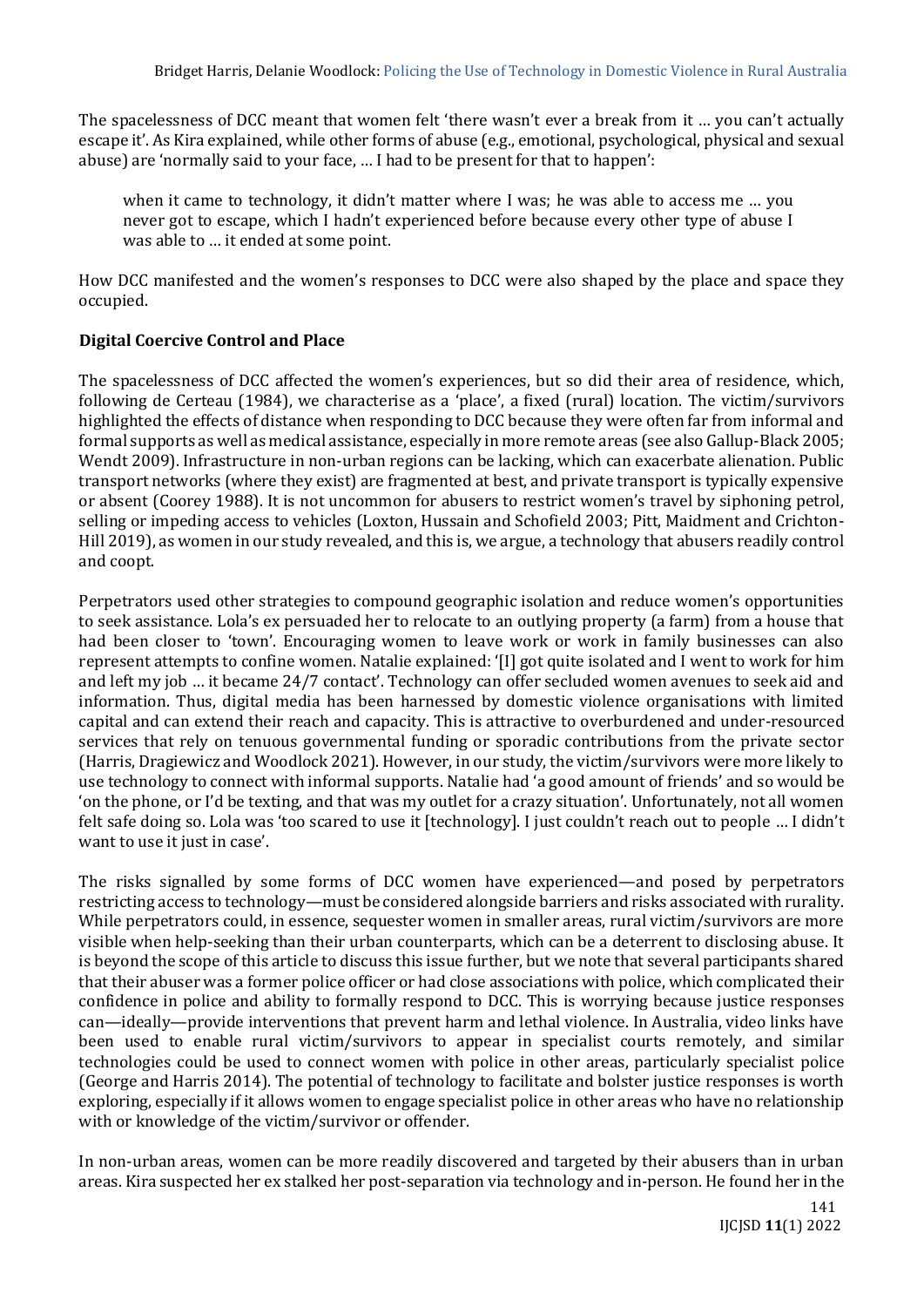The spacelessness of DCC meant that women felt 'there wasn't ever a break from it … you can't actually escape it'. As Kira explained, while other forms of abuse (e.g., emotional, psychological, physical and sexual abuse) are 'normally said to your face, … I had to be present for that to happen':

> when it came to technology, it didn't matter where I was; he was able to access me … you never got to escape, which I hadn't experienced before because every other type of abuse I was able to … it ended at some point.

How DCC manifested and the women's responses to DCC were also shaped by the place and space they occupied.

## Digital Coercive Control and Place

The spacelessness of DCC affected the women's experiences, but so did their area of residence, which, following de Certeau (1984), we characterise as a 'place', a fixed (rural) location. The victim/survivors highlighted the effects of distance when responding to DCC because they were often far from informal and formal supports as well as medical assistance, especially in more remote areas (see also Gallup-Black 2005; Wendt 2009). Infrastructure in non-urban regions can be lacking, which can exacerbate alienation. Public transport networks (where they exist) are fragmented at best, and private transport is typically expensive or absent (Coorey 1988). It is not uncommon for abusers to restrict women's travel by siphoning petrol, selling or impeding access to vehicles (Loxton, Hussain and Schofield 2003; Pitt, Maidment and Crichton-Hill 2019), as women in our study revealed, and this is, we argue, a technology that abusers readily control and coopt.

Perpetrators used other strategies to compound geographic isolation and reduce women's opportunities to seek assistance. Lola's ex persuaded her to relocate to an outlying property (a farm) from a house that had been closer to 'town'. Encouraging women to leave work or work in family businesses can also represent attempts to confine women. Natalie explained: '[I] got quite isolated and I went to work for him and left my job … it became 24/7 contact'. Technology can offer secluded women avenues to seek aid and information. Thus, digital media has been harnessed by domestic violence organisations with limited capital and can extend their reach and capacity. This is attractive to overburdened and under-resourced services that rely on tenuous governmental funding or sporadic contributions from the private sector (Harris, Dragiewicz and Woodlock 2021). However, in our study, the victim/survivors were more likely to use technology to connect with informal supports. Natalie had 'a good amount of friends' and so would be 'on the phone, or I'd be texting, and that was my outlet for a crazy situation'. Unfortunately, not all women felt safe doing so. Lola was 'too scared to use it [technology]. I just couldn't reach out to people … I didn't want to use it just in case'.

The risks signalled by some forms of DCC women have experienced—and posed by perpetrators restricting access to technology—must be considered alongside barriers and risks associated with rurality. While perpetrators could, in essence, sequester women in smaller areas, rural victim/survivors are more visible when help-seeking than their urban counterparts, which can be a deterrent to disclosing abuse. It is beyond the scope of this article to discuss this issue further, but we note that several participants shared that their abuser was a former police officer or had close associations with police, which complicated their confidence in police and ability to formally respond to DCC. This is worrying because justice responses can—ideally—provide interventions that prevent harm and lethal violence. In Australia, video links have been used to enable rural victim/survivors to appear in specialist courts remotely, and similar technologies could be used to connect women with police in other areas, particularly specialist police (George and Harris 2014). The potential of technology to facilitate and bolster justice responses is worth exploring, especially if it allows women to engage specialist police in other areas who have no relationship with or knowledge of the victim/survivor or offender.

In non-urban areas, women can be more readily discovered and targeted by their abusers than in urban areas. Kira suspected her ex stalked her post-separation via technology and in-person. He found her in the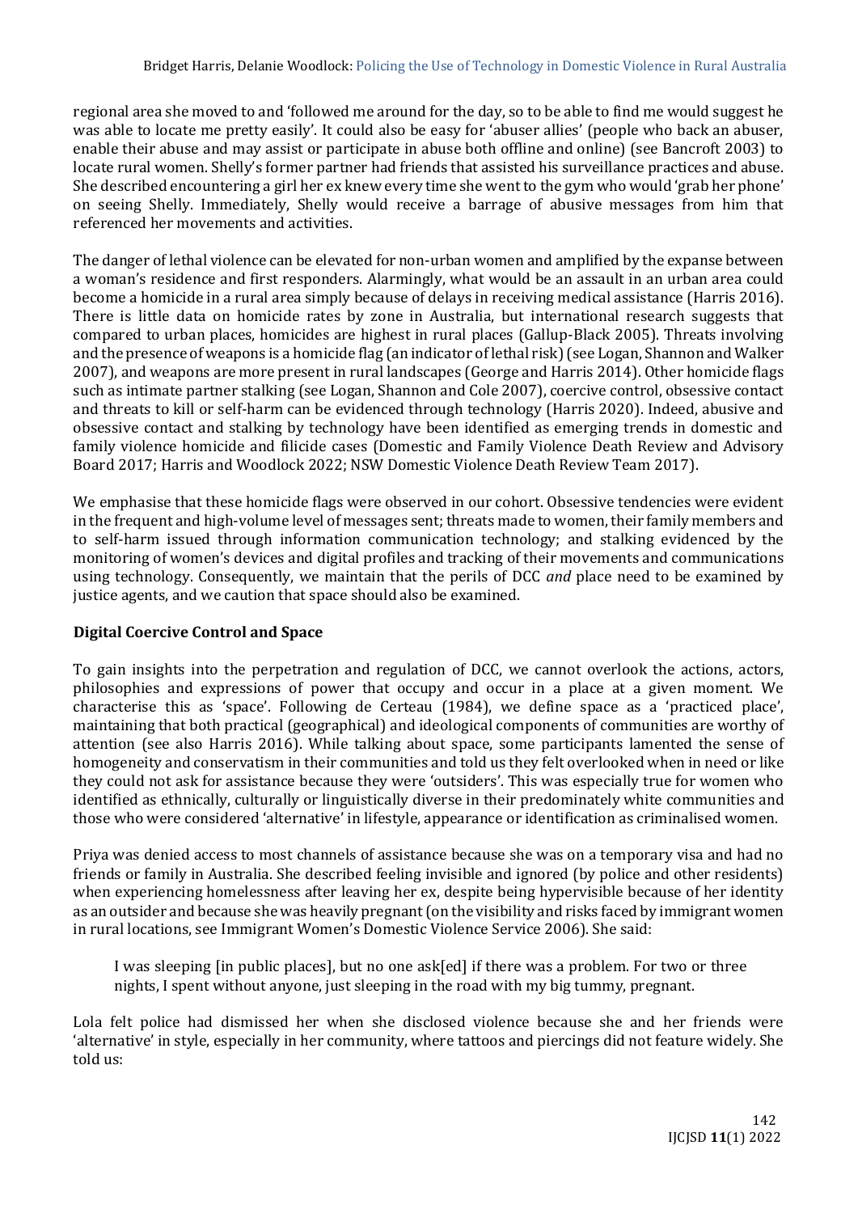regional area she moved to and 'followed me around for the day, so to be able to find me would suggest he was able to locate me pretty easily'. It could also be easy for 'abuser allies' (people who back an abuser, enable their abuse and may assist or participate in abuse both offline and online) (see Bancroft 2003) to locate rural women. Shelly's former partner had friends that assisted his surveillance practices and abuse. She described encountering a girl her ex knew every time she went to the gym who would 'grab her phone' on seeing Shelly. Immediately, Shelly would receive a barrage of abusive messages from him that referenced her movements and activities.

The danger of lethal violence can be elevated for non-urban women and amplified by the expanse between a woman's residence and first responders. Alarmingly, what would be an assault in an urban area could become a homicide in a rural area simply because of delays in receiving medical assistance (Harris 2016). There is little data on homicide rates by zone in Australia, but international research suggests that compared to urban places, homicides are highest in rural places (Gallup-Black 2005). Threats involving and the presence of weapons is a homicide flag (an indicator of lethal risk) (see Logan, Shannon and Walker 2007), and weapons are more present in rural landscapes (George and Harris 2014). Other homicide flags such as intimate partner stalking (see Logan, Shannon and Cole 2007), coercive control, obsessive contact and threats to kill or self-harm can be evidenced through technology (Harris 2020). Indeed, abusive and obsessive contact and stalking by technology have been identified as emerging trends in domestic and family violence homicide and filicide cases (Domestic and Family Violence Death Review and Advisory Board 2017; Harris and Woodlock 2022; NSW Domestic Violence Death Review Team 2017).

We emphasise that these homicide flags were observed in our cohort. Obsessive tendencies were evident in the frequent and high-volume level of messages sent; threats made to women, their family members and to self-harm issued through information communication technology; and stalking evidenced by the monitoring of women's devices and digital profiles and tracking of their movements and communications using technology. Consequently, we maintain that the perils of DCC *and* place need to be examined by justice agents, and we caution that space should also be examined.

## Digital Coercive Control and Space

To gain insights into the perpetration and regulation of DCC, we cannot overlook the actions, actors, philosophies and expressions of power that occupy and occur in a place at a given moment. We characterise this as 'space'. Following de Certeau (1984), we define space as a 'practiced place', maintaining that both practical (geographical) and ideological components of communities are worthy of attention (see also Harris 2016). While talking about space, some participants lamented the sense of homogeneity and conservatism in their communities and told us they felt overlooked when in need or like they could not ask for assistance because they were 'outsiders'. This was especially true for women who identified as ethnically, culturally or linguistically diverse in their predominately white communities and those who were considered 'alternative' in lifestyle, appearance or identification as criminalised women.

Priya was denied access to most channels of assistance because she was on a temporary visa and had no friends or family in Australia. She described feeling invisible and ignored (by police and other residents) when experiencing homelessness after leaving her ex, despite being hypervisible because of her identity as an outsider and because she was heavily pregnant (on the visibility and risks faced by immigrant women in rural locations, see Immigrant Women's Domestic Violence Service 2006). She said:

> I was sleeping [in public places], but no one ask[ed] if there was a problem. For two or three nights, I spent without anyone, just sleeping in the road with my big tummy, pregnant.

Lola felt police had dismissed her when she disclosed violence because she and her friends were 'alternative' in style, especially in her community, where tattoos and piercings did not feature widely. She told us: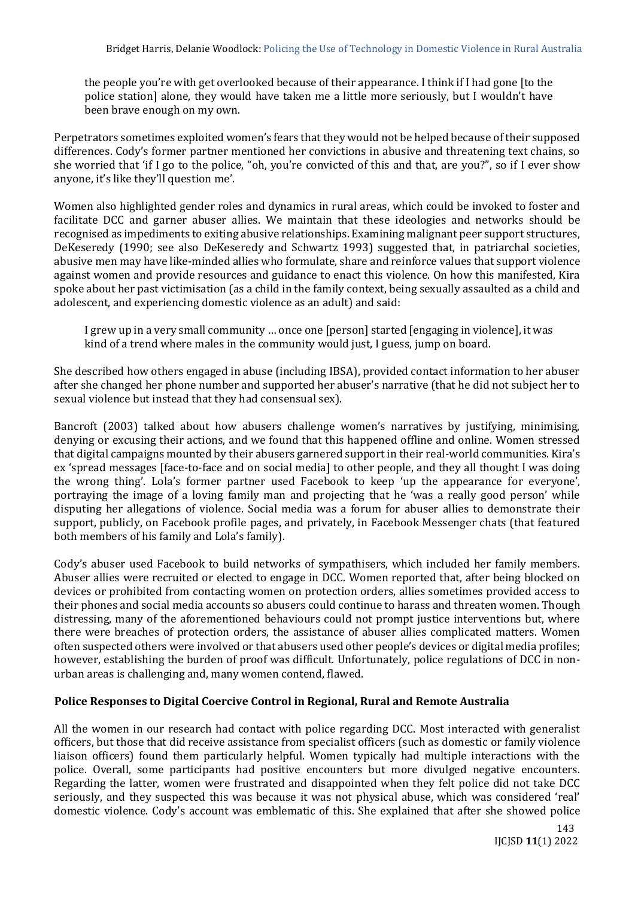the people you're with get overlooked because of their appearance. I think if I had gone [to the police station] alone, they would have taken me a little more seriously, but I wouldn't have been brave enough on my own.

Perpetrators sometimes exploited women's fears that they would not be helped because of their supposed differences. Cody's former partner mentioned her convictions in abusive and threatening text chains, so she worried that 'if I go to the police, "oh, you're convicted of this and that, are you?", so if I ever show anyone, it's like they'll question me'.

Women also highlighted gender roles and dynamics in rural areas, which could be invoked to foster and facilitate DCC and garner abuser allies. We maintain that these ideologies and networks should be recognised as impediments to exiting abusive relationships. Examining malignant peer support structures, DeKeseredy (1990; see also DeKeseredy and Schwartz 1993) suggested that, in patriarchal societies, abusive men may have like-minded allies who formulate, share and reinforce values that support violence against women and provide resources and guidance to enact this violence. On how this manifested, Kira spoke about her past victimisation (as a child in the family context, being sexually assaulted as a child and adolescent, and experiencing domestic violence as an adult) and said:

> I grew up in a very small community … once one [person] started [engaging in violence], it was kind of a trend where males in the community would just, I guess, jump on board.

She described how others engaged in abuse (including IBSA), provided contact information to her abuser after she changed her phone number and supported her abuser's narrative (that he did not subject her to sexual violence but instead that they had consensual sex).

Bancroft (2003) talked about how abusers challenge women's narratives by justifying, minimising, denying or excusing their actions, and we found that this happened offline and online. Women stressed that digital campaigns mounted by their abusers garnered support in their real-world communities. Kira's ex 'spread messages [face-to-face and on social media] to other people, and they all thought I was doing the wrong thing'. Lola's former partner used Facebook to keep 'up the appearance for everyone', portraying the image of a loving family man and projecting that he 'was a really good person' while disputing her allegations of violence. Social media was a forum for abuser allies to demonstrate their support, publicly, on Facebook profile pages, and privately, in Facebook Messenger chats (that featured both members of his family and Lola's family).

Cody's abuser used Facebook to build networks of sympathisers, which included her family members. Abuser allies were recruited or elected to engage in DCC. Women reported that, after being blocked on devices or prohibited from contacting women on protection orders, allies sometimes provided access to their phones and social media accounts so abusers could continue to harass and threaten women. Though distressing, many of the aforementioned behaviours could not prompt justice interventions but, where there were breaches of protection orders, the assistance of abuser allies complicated matters. Women often suspected others were involved or that abusers used other people's devices or digital media profiles; however, establishing the burden of proof was difficult. Unfortunately, police regulations of DCC in non-urban areas is challenging and, many women contend, flawed.

## Police Responses to Digital Coercive Control in Regional, Rural and Remote Australia

All the women in our research had contact with police regarding DCC. Most interacted with generalist officers, but those that did receive assistance from specialist officers (such as domestic or family violence liaison officers) found them particularly helpful. Women typically had multiple interactions with the police. Overall, some participants had positive encounters but more divulged negative encounters. Regarding the latter, women were frustrated and disappointed when they felt police did not take DCC seriously, and they suspected this was because it was not physical abuse, which was considered 'real' domestic violence. Cody's account was emblematic of this. She explained that after she showed police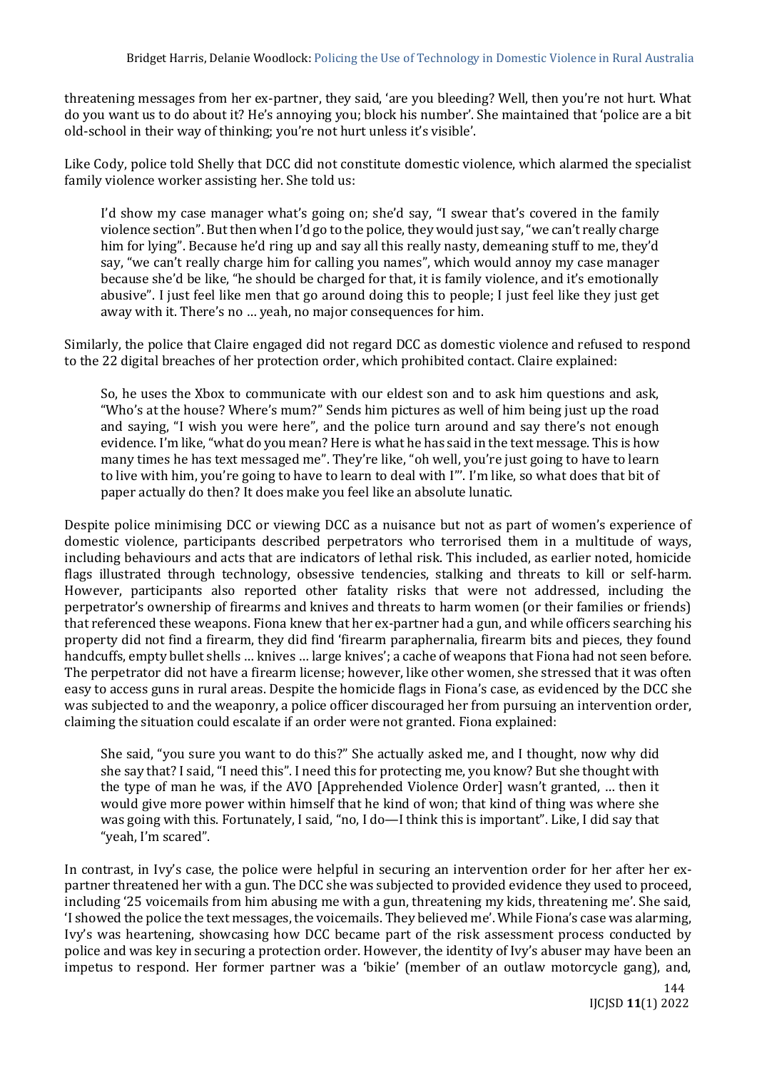threatening messages from her ex-partner, they said, 'are you bleeding? Well, then you're not hurt. What do you want us to do about it? He's annoying you; block his number'. She maintained that 'police are a bit old-school in their way of thinking; you're not hurt unless it's visible'.

Like Cody, police told Shelly that DCC did not constitute domestic violence, which alarmed the specialist family violence worker assisting her. She told us:

> I'd show my case manager what's going on; she'd say, "I swear that's covered in the family violence section". But then when I'd go to the police, they would just say, "we can't really charge him for lying". Because he'd ring up and say all this really nasty, demeaning stuff to me, they'd say, "we can't really charge him for calling you names", which would annoy my case manager because she'd be like, "he should be charged for that, it is family violence, and it's emotionally abusive". I just feel like men that go around doing this to people; I just feel like they just get away with it. There's no … yeah, no major consequences for him.

Similarly, the police that Claire engaged did not regard DCC as domestic violence and refused to respond to the 22 digital breaches of her protection order, which prohibited contact. Claire explained:

> So, he uses the Xbox to communicate with our eldest son and to ask him questions and ask, "Who's at the house? Where's mum?" Sends him pictures as well of him being just up the road and saying, "I wish you were here", and the police turn around and say there's not enough evidence. I'm like, "what do you mean? Here is what he has said in the text message. This is how many times he has text messaged me". They're like, "oh well, you're just going to have to learn to live with him, you're going to have to learn to deal with I'". I'm like, so what does that bit of paper actually do then? It does make you feel like an absolute lunatic.

Despite police minimising DCC or viewing DCC as a nuisance but not as part of women's experience of domestic violence, participants described perpetrators who terrorised them in a multitude of ways, including behaviours and acts that are indicators of lethal risk. This included, as earlier noted, homicide flags illustrated through technology, obsessive tendencies, stalking and threats to kill or self-harm. However, participants also reported other fatality risks that were not addressed, including the perpetrator's ownership of firearms and knives and threats to harm women (or their families or friends) that referenced these weapons. Fiona knew that her ex-partner had a gun, and while officers searching his property did not find a firearm, they did find 'firearm paraphernalia, firearm bits and pieces, they found handcuffs, empty bullet shells … knives … large knives'; a cache of weapons that Fiona had not seen before. The perpetrator did not have a firearm license; however, like other women, she stressed that it was often easy to access guns in rural areas. Despite the homicide flags in Fiona's case, as evidenced by the DCC she was subjected to and the weaponry, a police officer discouraged her from pursuing an intervention order, claiming the situation could escalate if an order were not granted. Fiona explained:

> She said, "you sure you want to do this?" She actually asked me, and I thought, now why did she say that? I said, "I need this". I need this for protecting me, you know? But she thought with the type of man he was, if the AVO [Apprehended Violence Order] wasn't granted, … then it would give more power within himself that he kind of won; that kind of thing was where she was going with this. Fortunately, I said, "no, I do—I think this is important". Like, I did say that "yeah, I'm scared".

In contrast, in Ivy's case, the police were helpful in securing an intervention order for her after her ex-partner threatened her with a gun. The DCC she was subjected to provided evidence they used to proceed, including '25 voicemails from him abusing me with a gun, threatening my kids, threatening me'. She said, 'I showed the police the text messages, the voicemails. They believed me'. While Fiona's case was alarming, Ivy's was heartening, showcasing how DCC became part of the risk assessment process conducted by police and was key in securing a protection order. However, the identity of Ivy's abuser may have been an impetus to respond. Her former partner was a 'bikie' (member of an outlaw motorcycle gang), and,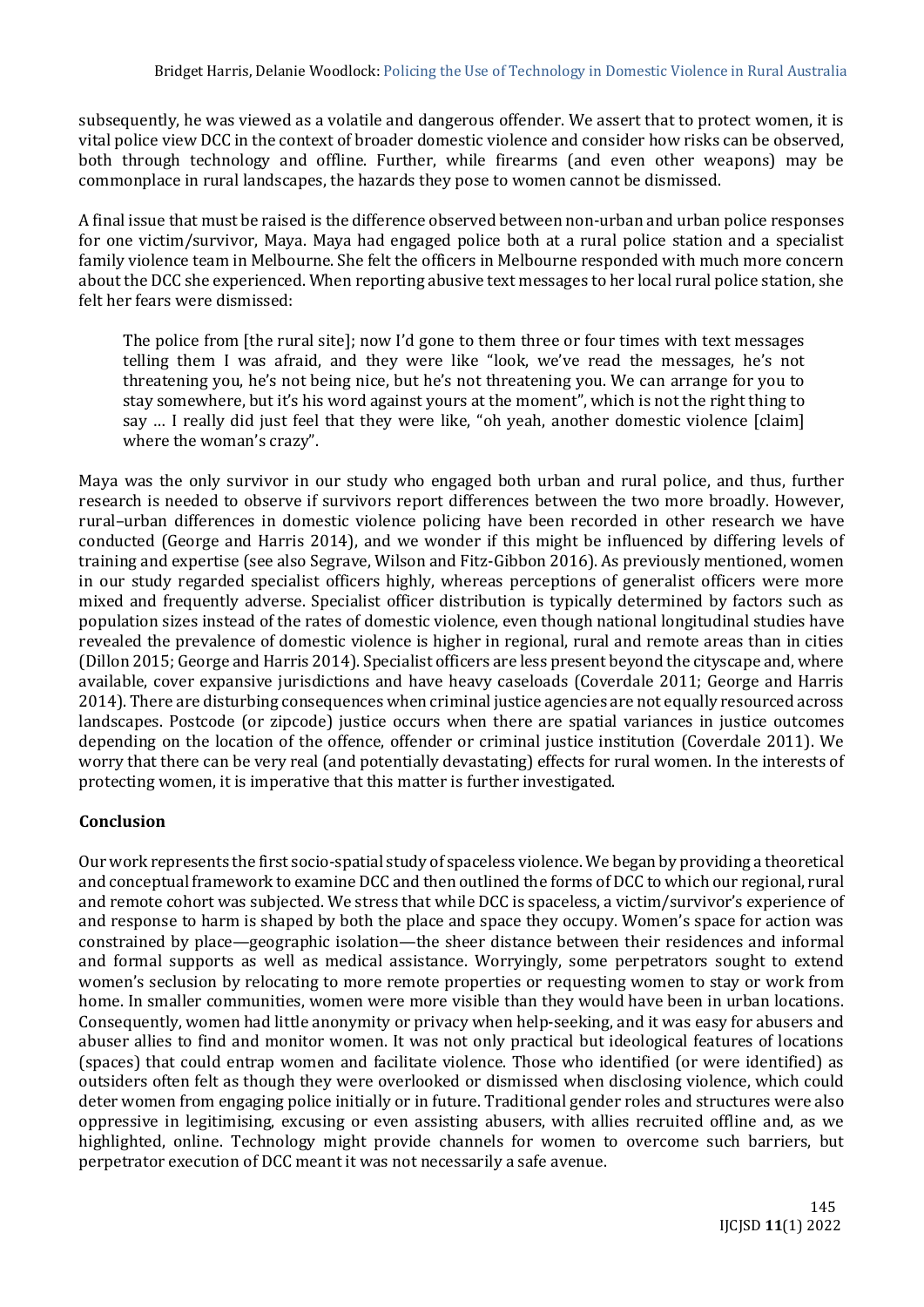subsequently, he was viewed as a volatile and dangerous offender. We assert that to protect women, it is vital police view DCC in the context of broader domestic violence and consider how risks can be observed, both through technology and offline. Further, while firearms (and even other weapons) may be commonplace in rural landscapes, the hazards they pose to women cannot be dismissed.

A final issue that must be raised is the difference observed between non-urban and urban police responses for one victim/survivor, Maya. Maya had engaged police both at a rural police station and a specialist family violence team in Melbourne. She felt the officers in Melbourne responded with much more concern about the DCC she experienced. When reporting abusive text messages to her local rural police station, she felt her fears were dismissed:

> The police from [the rural site]; now I'd gone to them three or four times with text messages telling them I was afraid, and they were like "look, we've read the messages, he's not threatening you, he's not being nice, but he's not threatening you. We can arrange for you to stay somewhere, but it's his word against yours at the moment", which is not the right thing to say … I really did just feel that they were like, "oh yeah, another domestic violence [claim] where the woman's crazy".

Maya was the only survivor in our study who engaged both urban and rural police, and thus, further research is needed to observe if survivors report differences between the two more broadly. However, rural–urban differences in domestic violence policing have been recorded in other research we have conducted (George and Harris 2014), and we wonder if this might be influenced by differing levels of training and expertise (see also Segrave, Wilson and Fitz-Gibbon 2016). As previously mentioned, women in our study regarded specialist officers highly, whereas perceptions of generalist officers were more mixed and frequently adverse. Specialist officer distribution is typically determined by factors such as population sizes instead of the rates of domestic violence, even though national longitudinal studies have revealed the prevalence of domestic violence is higher in regional, rural and remote areas than in cities (Dillon 2015; George and Harris 2014). Specialist officers are less present beyond the cityscape and, where available, cover expansive jurisdictions and have heavy caseloads (Coverdale 2011; George and Harris 2014). There are disturbing consequences when criminal justice agencies are not equally resourced across landscapes. Postcode (or zipcode) justice occurs when there are spatial variances in justice outcomes depending on the location of the offence, offender or criminal justice institution (Coverdale 2011). We worry that there can be very real (and potentially devastating) effects for rural women. In the interests of protecting women, it is imperative that this matter is further investigated.

## Conclusion

Our work represents the first socio-spatial study of spaceless violence. We began by providing a theoretical and conceptual framework to examine DCC and then outlined the forms of DCC to which our regional, rural and remote cohort was subjected. We stress that while DCC is spaceless, a victim/survivor's experience of and response to harm is shaped by both the place and space they occupy. Women's space for action was constrained by place—geographic isolation—the sheer distance between their residences and informal and formal supports as well as medical assistance. Worryingly, some perpetrators sought to extend women's seclusion by relocating to more remote properties or requesting women to stay or work from home. In smaller communities, women were more visible than they would have been in urban locations. Consequently, women had little anonymity or privacy when help-seeking, and it was easy for abusers and abuser allies to find and monitor women. It was not only practical but ideological features of locations (spaces) that could entrap women and facilitate violence. Those who identified (or were identified) as outsiders often felt as though they were overlooked or dismissed when disclosing violence, which could deter women from engaging police initially or in future. Traditional gender roles and structures were also oppressive in legitimising, excusing or even assisting abusers, with allies recruited offline and, as we highlighted, online. Technology might provide channels for women to overcome such barriers, but perpetrator execution of DCC meant it was not necessarily a safe avenue.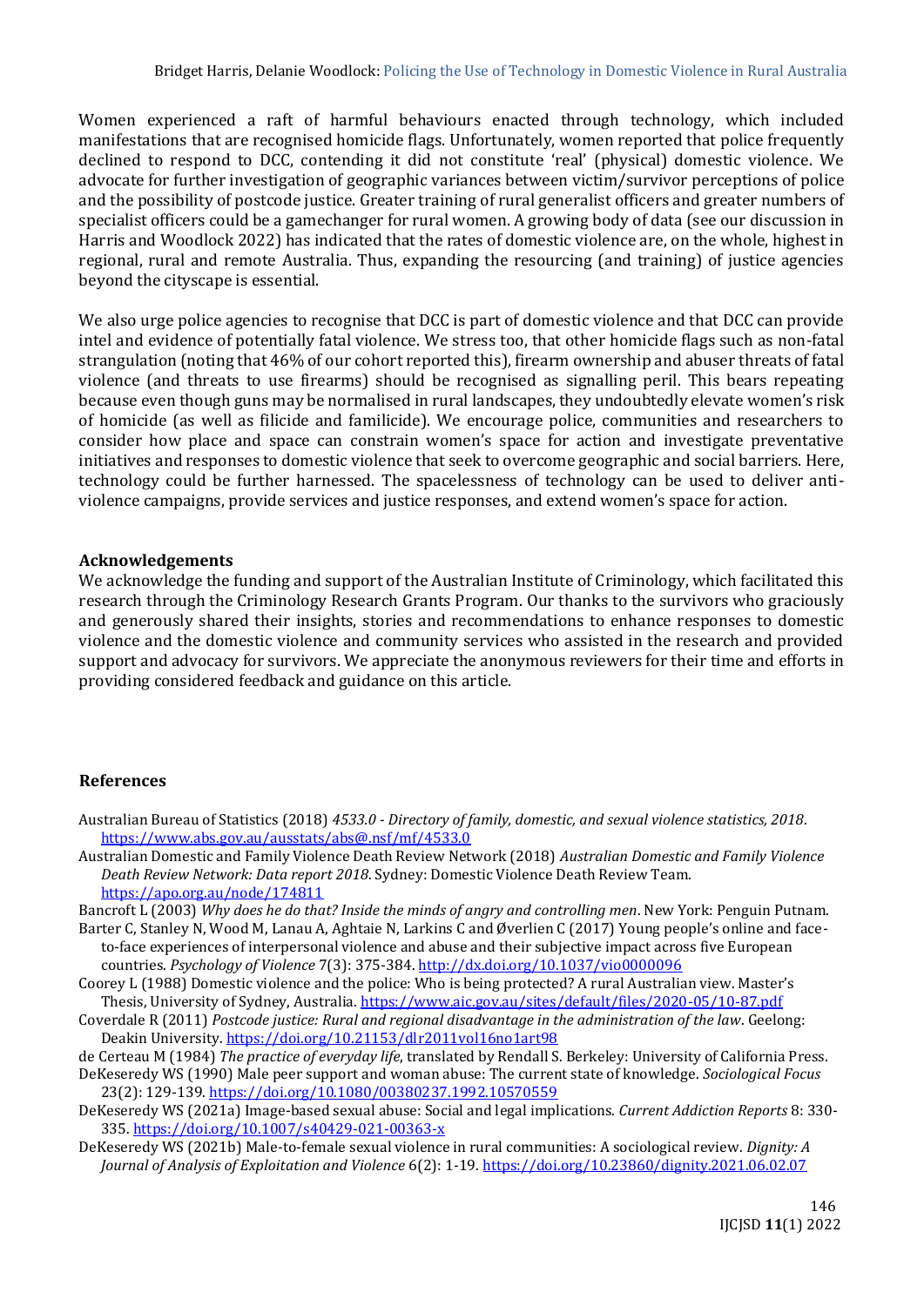Women experienced a raft of harmful behaviours enacted through technology, which included manifestations that are recognised homicide flags. Unfortunately, women reported that police frequently declined to respond to DCC, contending it did not constitute 'real' (physical) domestic violence. We advocate for further investigation of geographic variances between victim/survivor perceptions of police and the possibility of postcode justice. Greater training of rural generalist officers and greater numbers of specialist officers could be a gamechanger for rural women. A growing body of data (see our discussion in Harris and Woodlock 2022) has indicated that the rates of domestic violence are, on the whole, highest in regional, rural and remote Australia. Thus, expanding the resourcing (and training) of justice agencies beyond the cityscape is essential.

We also urge police agencies to recognise that DCC is part of domestic violence and that DCC can provide intel and evidence of potentially fatal violence. We stress too, that other homicide flags such as non-fatal strangulation (noting that 46% of our cohort reported this), firearm ownership and abuser threats of fatal violence (and threats to use firearms) should be recognised as signalling peril. This bears repeating because even though guns may be normalised in rural landscapes, they undoubtedly elevate women's risk of homicide (as well as filicide and familicide). We encourage police, communities and researchers to consider how place and space can constrain women's space for action and investigate preventative initiatives and responses to domestic violence that seek to overcome geographic and social barriers. Here, technology could be further harnessed. The spacelessness of technology can be used to deliver anti-violence campaigns, provide services and justice responses, and extend women's space for action.

## Acknowledgements

We acknowledge the funding and support of the Australian Institute of Criminology, which facilitated this research through the Criminology Research Grants Program. Our thanks to the survivors who graciously and generously shared their insights, stories and recommendations to enhance responses to domestic violence and the domestic violence and community services who assisted in the research and provided support and advocacy for survivors. We appreciate the anonymous reviewers for their time and efforts in providing considered feedback and guidance on this article.

## References

Australian Bureau of Statistics (2018) *4533.0 - Directory of family, domestic, and sexual violence statistics, 2018*. https://www.abs.gov.au/ausstats/abs@.nsf/mf/4533.0

Australian Domestic and Family Violence Death Review Network (2018) *Australian Domestic and Family Violence Death Review Network: Data report 2018*. Sydney: Domestic Violence Death Review Team. https://apo.org.au/node/174811

Bancroft L (2003) *Why does he do that? Inside the minds of angry and controlling men*. New York: Penguin Putnam.

Barter C, Stanley N, Wood M, Lanau A, Aghtaie N, Larkins C and Øverlien C (2017) Young people's online and face-to-face experiences of interpersonal violence and abuse and their subjective impact across five European countries. *Psychology of Violence* 7(3): 375-384. http://dx.doi.org/10.1037/vio0000096

Coorey L (1988) Domestic violence and the police: Who is being protected? A rural Australian view. Master's Thesis, University of Sydney, Australia. https://www.aic.gov.au/sites/default/files/2020-05/10-87.pdf

Coverdale R (2011) *Postcode justice: Rural and regional disadvantage in the administration of the law*. Geelong: Deakin University. https://doi.org/10.21153/dlr2011vol16no1art98

de Certeau M (1984) *The practice of everyday life*, translated by Rendall S. Berkeley: University of California Press.

DeKeseredy WS (1990) Male peer support and woman abuse: The current state of knowledge. *Sociological Focus* 23(2): 129-139. https://doi.org/10.1080/00380237.1992.10570559

DeKeseredy WS (2021a) Image-based sexual abuse: Social and legal implications. *Current Addiction Reports* 8: 330-335. https://doi.org/10.1007/s40429-021-00363-x

DeKeseredy WS (2021b) Male-to-female sexual violence in rural communities: A sociological review. *Dignity: A Journal of Analysis of Exploitation and Violence* 6(2): 1-19. https://doi.org/10.23860/dignity.2021.06.02.07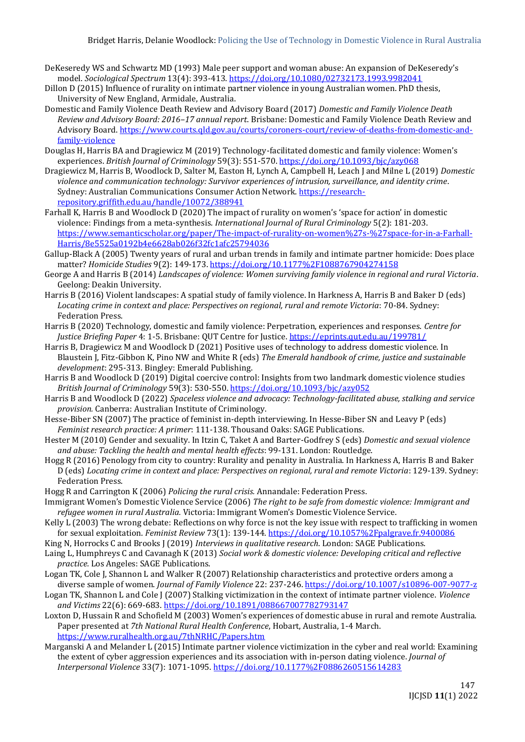DeKeseredy WS and Schwartz MD (1993) Male peer support and woman abuse: An expansion of DeKeseredy's model. *Sociological Spectrum* 13(4): 393-413. https://doi.org/10.1080/02732173.1993.9982041

Dillon D (2015) Influence of rurality on intimate partner violence in young Australian women. PhD thesis, University of New England, Armidale, Australia.

Domestic and Family Violence Death Review and Advisory Board (2017) *Domestic and Family Violence Death Review and Advisory Board: 2016–17 annual report*. Brisbane: Domestic and Family Violence Death Review and Advisory Board. https://www.courts.qld.gov.au/courts/coroners-court/review-of-deaths-from-domestic-and-family-violence

Douglas H, Harris BA and Dragiewicz M (2019) Technology-facilitated domestic and family violence: Women's experiences. *British Journal of Criminology* 59(3): 551-570. https://doi.org/10.1093/bjc/azy068

Dragiewicz M, Harris B, Woodlock D, Salter M, Easton H, Lynch A, Campbell H, Leach J and Milne L (2019) *Domestic violence and communication technology: Survivor experiences of intrusion, surveillance, and identity crime*. Sydney: Australian Communications Consumer Action Network. https://research-repository.griffith.edu.au/handle/10072/388941

Farhall K, Harris B and Woodlock D (2020) The impact of rurality on women's 'space for action' in domestic violence: Findings from a meta-synthesis. *International Journal of Rural Criminology* 5(2): 181-203. https://www.semanticscholar.org/paper/The-impact-of-rurality-on-women%27s-%27space-for-in-a-Farhall-Harris/8e5525a0192b4e6628ab026f32fc1afc25794036

Gallup-Black A (2005) Twenty years of rural and urban trends in family and intimate partner homicide: Does place matter? *Homicide Studies* 9(2): 149-173. https://doi.org/10.1177%2F1088767904274158

George A and Harris B (2014) *Landscapes of violence: Women surviving family violence in regional and rural Victoria*. Geelong: Deakin University.

Harris B (2016) Violent landscapes: A spatial study of family violence. In Harkness A, Harris B and Baker D (eds) *Locating crime in context and place: Perspectives on regional, rural and remote Victoria*: 70-84. Sydney: Federation Press.

Harris B (2020) Technology, domestic and family violence: Perpetration, experiences and responses. *Centre for Justice Briefing Paper* 4: 1-5. Brisbane: QUT Centre for Justice. https://eprints.qut.edu.au/199781/

Harris B, Dragiewicz M and Woodlock D (2021) Positive uses of technology to address domestic violence. In Blaustein J, Fitz-Gibbon K, Pino NW and White R (eds) *The Emerald handbook of crime, justice and sustainable development*: 295-313. Bingley: Emerald Publishing.

Harris B and Woodlock D (2019) Digital coercive control: Insights from two landmark domestic violence studies *British Journal of Criminology* 59(3): 530-550. https://doi.org/10.1093/bjc/azy052

Harris B and Woodlock D (2022) *Spaceless violence and advocacy: Technology-facilitated abuse, stalking and service provision.* Canberra: Australian Institute of Criminology.

Hesse-Biber SN (2007) The practice of feminist in-depth interviewing. In Hesse-Biber SN and Leavy P (eds) *Feminist research practice: A primer*: 111-138. Thousand Oaks: SAGE Publications.

Hester M (2010) Gender and sexuality. In Itzin C, Taket A and Barter-Godfrey S (eds) *Domestic and sexual violence and abuse: Tackling the health and mental health effects*: 99-131. London: Routledge.

Hogg R (2016) Penology from city to country: Rurality and penality in Australia. In Harkness A, Harris B and Baker D (eds) *Locating crime in context and place: Perspectives on regional, rural and remote Victoria*: 129-139. Sydney: Federation Press.

Hogg R and Carrington K (2006) *Policing the rural crisis.* Annandale: Federation Press.

Immigrant Women's Domestic Violence Service (2006) *The right to be safe from domestic violence: Immigrant and refugee women in rural Australia.* Victoria: Immigrant Women's Domestic Violence Service.

Kelly L (2003) The wrong debate: Reflections on why force is not the key issue with respect to trafficking in women for sexual exploitation. *Feminist Review* 73(1): 139-144. https://doi.org/10.1057%2Fpalgrave.fr.9400086

King N, Horrocks C and Brooks J (2019) *Interviews in qualitative research*. London: SAGE Publications.

Laing L, Humphreys C and Cavanagh K (2013) *Social work & domestic violence: Developing critical and reflective practice.* Los Angeles: SAGE Publications.

Logan TK, Cole J, Shannon L and Walker R (2007) Relationship characteristics and protective orders among a diverse sample of women. *Journal of Family Violence* 22: 237-246. https://doi.org/10.1007/s10896-007-9077-z

Logan TK, Shannon L and Cole J (2007) Stalking victimization in the context of intimate partner violence. *Violence and Victims* 22(6): 669-683. https://doi.org/10.1891/088667007782793147

Loxton D, Hussain R and Schofield M (2003) Women's experiences of domestic abuse in rural and remote Australia. Paper presented at *7th National Rural Health Conference*, Hobart, Australia, 1-4 March. https://www.ruralhealth.org.au/7thNRHC/Papers.htm

Marganski A and Melander L (2015) Intimate partner violence victimization in the cyber and real world: Examining the extent of cyber aggression experiences and its association with in-person dating violence. *Journal of Interpersonal Violence* 33(7): 1071-1095. https://doi.org/10.1177%2F0886260515614283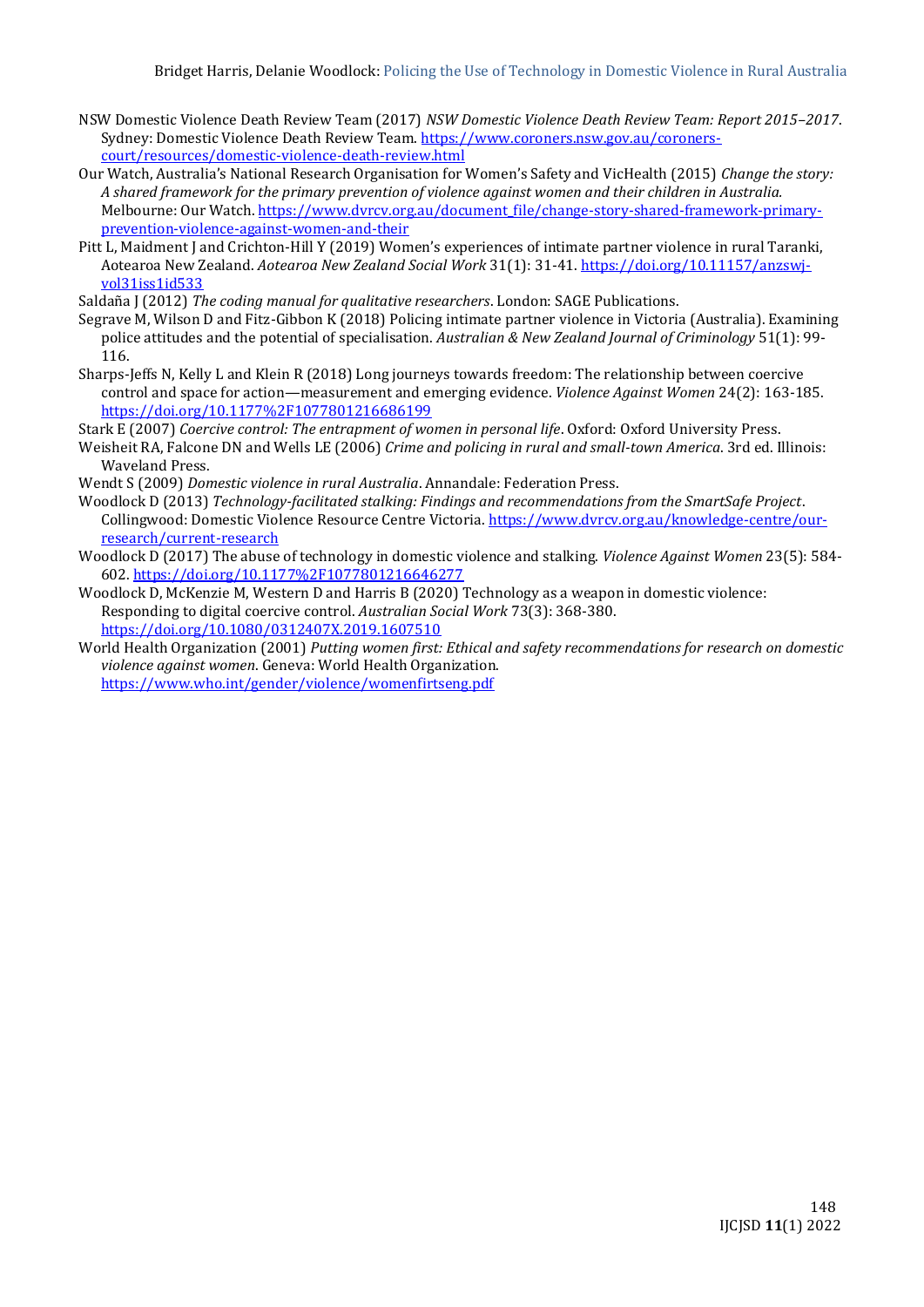NSW Domestic Violence Death Review Team (2017) *NSW Domestic Violence Death Review Team: Report 2015–2017*. Sydney: Domestic Violence Death Review Team. https://www.coroners.nsw.gov.au/coroners-court/resources/domestic-violence-death-review.html

Our Watch, Australia's National Research Organisation for Women's Safety and VicHealth (2015) *Change the story: A shared framework for the primary prevention of violence against women and their children in Australia*. Melbourne: Our Watch. https://www.dvrcv.org.au/document_file/change-story-shared-framework-primary-prevention-violence-against-women-and-their

Pitt L, Maidment J and Crichton-Hill Y (2019) Women's experiences of intimate partner violence in rural Taranki, Aotearoa New Zealand. *Aotearoa New Zealand Social Work* 31(1): 31-41. https://doi.org/10.11157/anzswj-vol31iss1id533

Saldaña J (2012) *The coding manual for qualitative researchers*. London: SAGE Publications.

Segrave M, Wilson D and Fitz-Gibbon K (2018) Policing intimate partner violence in Victoria (Australia). Examining police attitudes and the potential of specialisation. *Australian & New Zealand Journal of Criminology* 51(1): 99-116.

Sharps-Jeffs N, Kelly L and Klein R (2018) Long journeys towards freedom: The relationship between coercive control and space for action—measurement and emerging evidence. *Violence Against Women* 24(2): 163-185. https://doi.org/10.1177%2F1077801216686199

Stark E (2007) *Coercive control: The entrapment of women in personal life*. Oxford: Oxford University Press.

Weisheit RA, Falcone DN and Wells LE (2006) *Crime and policing in rural and small-town America*. 3rd ed. Illinois: Waveland Press.

Wendt S (2009) *Domestic violence in rural Australia*. Annandale: Federation Press.

Woodlock D (2013) *Technology-facilitated stalking: Findings and recommendations from the SmartSafe Project*. Collingwood: Domestic Violence Resource Centre Victoria. https://www.dvrcv.org.au/knowledge-centre/our-research/current-research

Woodlock D (2017) The abuse of technology in domestic violence and stalking. *Violence Against Women* 23(5): 584-602. https://doi.org/10.1177%2F1077801216646277

Woodlock D, McKenzie M, Western D and Harris B (2020) Technology as a weapon in domestic violence: Responding to digital coercive control. *Australian Social Work* 73(3): 368-380. https://doi.org/10.1080/0312407X.2019.1607510

World Health Organization (2001) *Putting women first: Ethical and safety recommendations for research on domestic violence against women*. Geneva: World Health Organization. https://www.who.int/gender/violence/womenfirtseng.pdf